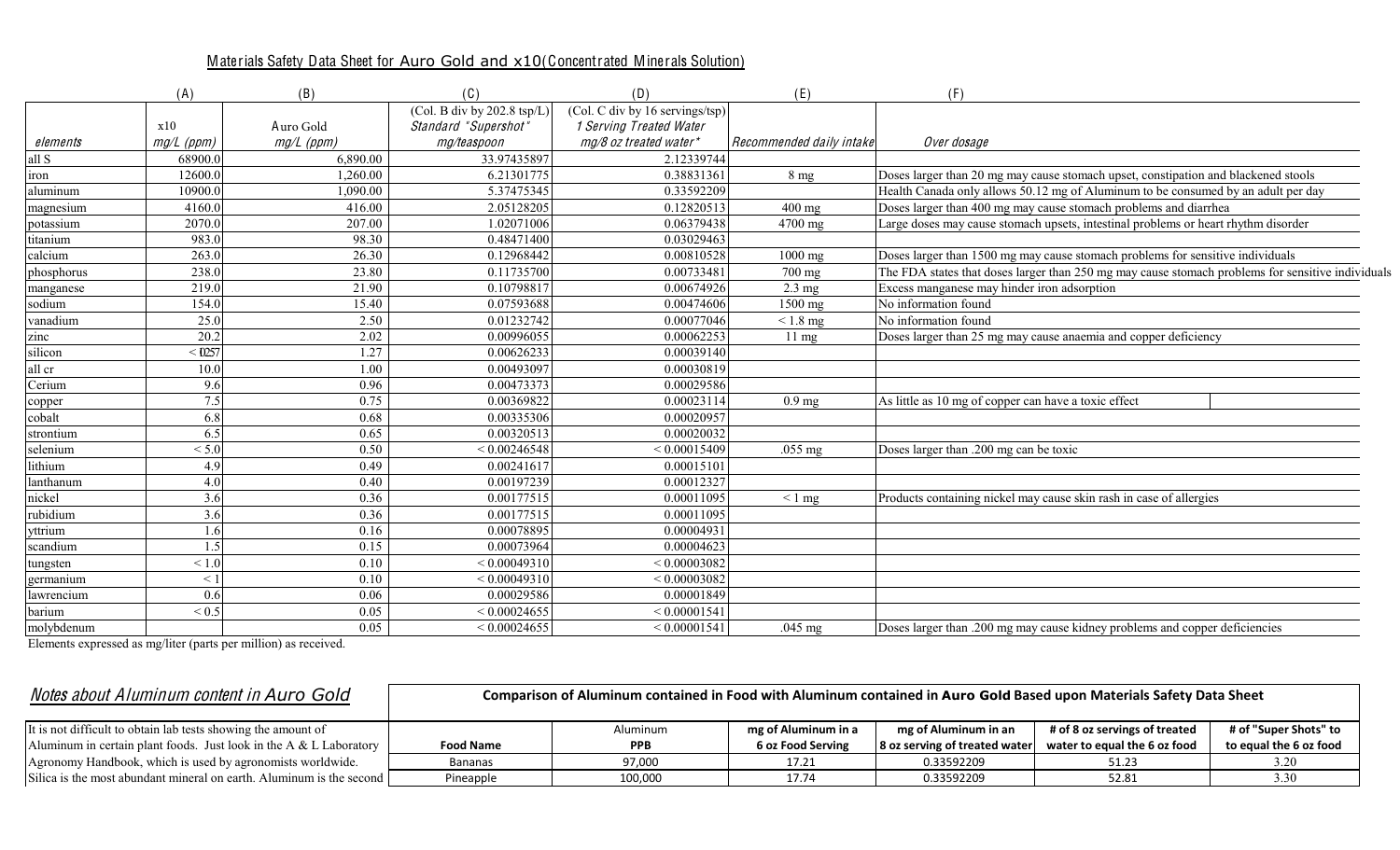## Materials Safety Data Sheet for Auro Gold and x10 (Concentrated Minerals Solution)

| | (A) | (B) | (C) | (D) | (E) | (F) |
|---|---|---|---|---|---|---|
| | | | (Col. B div by 202.8 tsp/L) | (Col. C div by 16 servings/tsp) | | |
| | x10 | Auro Gold | *Standard "Supershot"* | *1 Serving Treated Water* | | |
| *elements* | *mg/L (ppm)* | *mg/L (ppm)* | *mg/teaspoon* | *mg/8 oz treated water\** | *Recommended daily intake* | *Over dosage* |
| all S | 68900.0 | 6,890.00 | 33.97435897 | 2.12339744 | | |
| iron | 12600.0 | 1,260.00 | 6.21301775 | 0.38831361 | 8 mg | Doses larger than 20 mg may cause stomach upset, constipation and blackened stools |
| aluminum | 10900.0 | 1,090.00 | 5.37475345 | 0.33592209 | | Health Canada only allows 50.12 mg of Aluminum to be consumed by an adult per day |
| magnesium | 4160.0 | 416.00 | 2.05128205 | 0.12820513 | 400 mg | Doses larger than 400 mg may cause stomach problems and diarrhea |
| potassium | 2070.0 | 207.00 | 1.02071006 | 0.06379438 | 4700 mg | Large doses may cause stomach upsets, intestinal problems or heart rhythm disorder |
| titanium | 983.0 | 98.30 | 0.48471400 | 0.03029463 | | |
| calcium | 263.0 | 26.30 | 0.12968442 | 0.00810528 | 1000 mg | Doses larger than 1500 mg may cause stomach problems for sensitive individuals |
| phosphorus | 238.0 | 23.80 | 0.11735700 | 0.00733481 | 700 mg | The FDA states that doses larger than 250 mg may cause stomach problems for sensitive individuals |
| manganese | 219.0 | 21.90 | 0.10798817 | 0.00674926 | 2.3 mg | Excess manganese may hinder iron adsorption |
| sodium | 154.0 | 15.40 | 0.07593688 | 0.00474606 | 1500 mg | No information found |
| vanadium | 25.0 | 2.50 | 0.01232742 | 0.00077046 | < 1.8 mg | No information found |
| zinc | 20.2 | 2.02 | 0.00996055 | 0.00062253 | 11 mg | Doses larger than 25 mg may cause anaemia and copper deficiency |
| silicon | < 0.257 | 1.27 | 0.00626233 | 0.00039140 | | |
| all cr | 10.0 | 1.00 | 0.00493097 | 0.00030819 | | |
| Cerium | 9.6 | 0.96 | 0.00473373 | 0.00029586 | | |
| copper | 7.5 | 0.75 | 0.00369822 | 0.00023114 | 0.9 mg | As little as 10 mg of copper can have a toxic effect |
| cobalt | 6.8 | 0.68 | 0.00335306 | 0.00020957 | | |
| strontium | 6.5 | 0.65 | 0.00320513 | 0.00020032 | | |
| selenium | < 5.0 | 0.50 | < 0.00246548 | < 0.00015409 | .055 mg | Doses larger than .200 mg can be toxic |
| lithium | 4.9 | 0.49 | 0.00241617 | 0.00015101 | | |
| lanthanum | 4.0 | 0.40 | 0.00197239 | 0.00012327 | | |
| nickel | 3.6 | 0.36 | 0.00177515 | 0.00011095 | < 1 mg | Products containing nickel may cause skin rash in case of allergies |
| rubidium | 3.6 | 0.36 | 0.00177515 | 0.00011095 | | |
| yttrium | 1.6 | 0.16 | 0.00078895 | 0.00004931 | | |
| scandium | 1.5 | 0.15 | 0.00073964 | 0.00004623 | | |
| tungsten | < 1.0 | 0.10 | < 0.00049310 | < 0.00003082 | | |
| germanium | < 1 | 0.10 | < 0.00049310 | < 0.00003082 | | |
| lawrencium | 0.6 | 0.06 | 0.00029586 | 0.00001849 | | |
| barium | < 0.5 | 0.05 | < 0.00024655 | < 0.00001541 | | |
| molybdenum | | 0.05 | < 0.00024655 | < 0.00001541 | .045 mg | Doses larger than .200 mg may cause kidney problems and copper deficiencies |

Elements expressed as mg/liter (parts per million) as received.

### *Notes about Aluminum content in Auro Gold*

It is not difficult to obtain lab tests showing the amount of Aluminum in certain plant foods. Just look in the A & L Laboratory Agronomy Handbook, which is used by agronomists worldwide. Silica is the most abundant mineral on earth. Aluminum is the second

**Comparison of Aluminum contained in Food with Aluminum contained in Auro Gold Based upon Materials Safety Data Sheet**

| Food Name | Aluminum PPB | mg of Aluminum in a 6 oz Food Serving | mg of Aluminum in an 8 oz serving of treated water | # of 8 oz servings of treated water to equal the 6 oz food | # of "Super Shots" to to equal the 6 oz food |
|---|---|---|---|---|---|
| Bananas | 97,000 | 17.21 | 0.33592209 | 51.23 | 3.20 |
| Pineapple | 100,000 | 17.74 | 0.33592209 | 52.81 | 3.30 |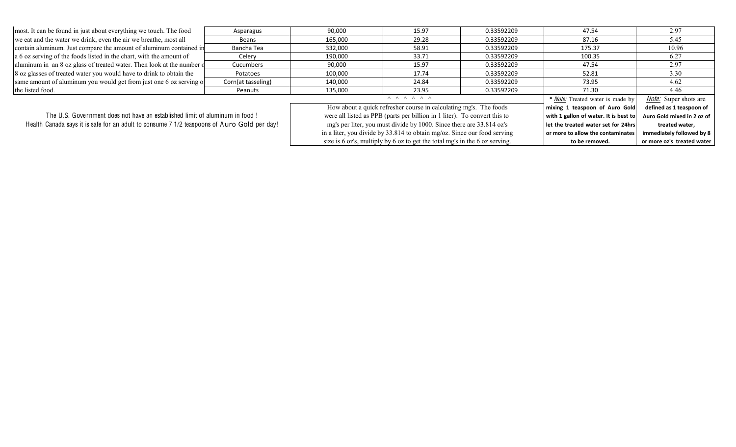most. It can be found in just about everything we touch. The food we eat and the water we drink, even the air we breathe, most all contain aluminum. Just compare the amount of aluminum contained in a 6 oz serving of the foods listed in the chart, with the amount of aluminum in an 8 oz glass of treated water. Then look at the number of 8 oz glasses of treated water you would have to drink to obtain the same amount of aluminum you would get from just one 6 oz serving of the listed food.

| | | | | | |
|---|---|---|---|---|---|
| Asparagus | 90,000 | 15.97 | 0.33592209 | 47.54 | 2.97 |
| Beans | 165,000 | 29.28 | 0.33592209 | 87.16 | 5.45 |
| Bancha Tea | 332,000 | 58.91 | 0.33592209 | 175.37 | 10.96 |
| Celery | 190,000 | 33.71 | 0.33592209 | 100.35 | 6.27 |
| Cucumbers | 90,000 | 15.97 | 0.33592209 | 47.54 | 2.97 |
| Potatoes | 100,000 | 17.74 | 0.33592209 | 52.81 | 3.30 |
| Corn(at tasseling) | 140,000 | 24.84 | 0.33592209 | 73.95 | 4.62 |
| Peanuts | 135,000 | 23.95 | 0.33592209 | 71.30 | 4.46 |

^ ^ ^ ^ ^ ^

How about a quick refresher course in calculating mg's. The foods were all listed as PPB (parts per billion in 1 liter). To convert this to mg's per liter, you must divide by 1000. Since there are 33.814 oz's in a liter, you divide by 33.814 to obtain mg/oz. Since our food serving size is 6 oz's, multiply by 6 oz to get the total mg's in the 6 oz serving.

\* *Note:* Treated water is made by **mixing 1 teaspoon of Auro Gold with 1 gallon of water. It is best to let the treated water set for 24hrs or more to allow the contaminates to be removed.**

*Note:* Super shots are **defined as 1 teaspoon of Auro Gold mixed in 2 oz of treated water, immediately followed by 8 or more oz's treated water**

The U.S. Government does not have an established limit of aluminum in food !
Health Canada says it is safe for an adult to consume 7 1/2 teaspoons of Auro Gold per day!